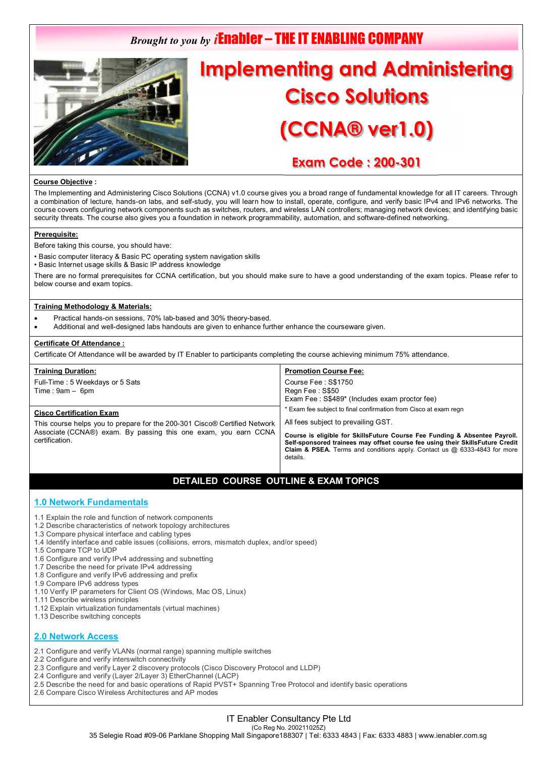Brought to you by *i*Enabler – THE IT ENABLING COMPANY

# Implementing and Administering Cisco Solutions (CCNA® ver1.0)

## Exam Code : 200-301

**Course Objective :**

The Implementing and Administering Cisco Solutions (CCNA) v1.0 course gives you a broad range of fundamental knowledge for all IT careers. Through a combination of lecture, hands-on labs, and self-study, you will learn how to install, operate, configure, and verify basic IPv4 and IPv6 networks. The course covers configuring network components such as switches, routers, and wireless LAN controllers; managing network devices; and identifying basic security threats. The course also gives you a foundation in network programmability, automation, and software-defined networking.

**Prerequisite:**

Before taking this course, you should have:

- Basic computer literacy & Basic PC operating system navigation skills
- Basic Internet usage skills & Basic IP address knowledge

There are no formal prerequisites for CCNA certification, but you should make sure to have a good understanding of the exam topics. Please refer to below course and exam topics.

**Training Methodology & Materials:**

- Practical hands-on sessions, 70% lab-based and 30% theory-based.
- Additional and well-designed labs handouts are given to enhance further enhance the courseware given.

**Certificate Of Attendance :**

Certificate Of Attendance will be awarded by IT Enabler to participants completing the course achieving minimum 75% attendance.

**Training Duration:**

Full-Time : 5 Weekdays or 5 Sats
Time : 9am – 6pm

**Cisco Certification Exam**

This course helps you to prepare for the 200-301 Cisco® Certified Network Associate (CCNA®) exam. By passing this one exam, you earn CCNA certification.

**Promotion Course Fee:**

Course Fee : S$1750
Regn Fee : S$50
Exam Fee : S$489* (Includes exam proctor fee)

* Exam fee subject to final confirmation from Cisco at exam regn

All fees subject to prevailing GST.

**Course is eligible for SkillsFuture Course Fee Funding & Absentee Payroll. Self-sponsored trainees may offset course fee using their SkillsFuture Credit Claim & PSEA.** Terms and conditions apply. Contact us @ 6333-4843 for more details.

## DETAILED COURSE OUTLINE & EXAM TOPICS

### 1.0 Network Fundamentals

1.1 Explain the role and function of network components
1.2 Describe characteristics of network topology architectures
1.3 Compare physical interface and cabling types
1.4 Identify interface and cable issues (collisions, errors, mismatch duplex, and/or speed)
1.5 Compare TCP to UDP
1.6 Configure and verify IPv4 addressing and subnetting
1.7 Describe the need for private IPv4 addressing
1.8 Configure and verify IPv6 addressing and prefix
1.9 Compare IPv6 address types
1.10 Verify IP parameters for Client OS (Windows, Mac OS, Linux)
1.11 Describe wireless principles
1.12 Explain virtualization fundamentals (virtual machines)
1.13 Describe switching concepts

### 2.0 Network Access

2.1 Configure and verify VLANs (normal range) spanning multiple switches
2.2 Configure and verify interswitch connectivity
2.3 Configure and verify Layer 2 discovery protocols (Cisco Discovery Protocol and LLDP)
2.4 Configure and verify (Layer 2/Layer 3) EtherChannel (LACP)
2.5 Describe the need for and basic operations of Rapid PVST+ Spanning Tree Protocol and identify basic operations
2.6 Compare Cisco Wireless Architectures and AP modes

IT Enabler Consultancy Pte Ltd
(Co Reg No. 200211025Z)
35 Selegie Road #09-06 Parklane Shopping Mall Singapore188307 | Tel: 6333 4843 | Fax: 6333 4883 | www.ienabler.com.sg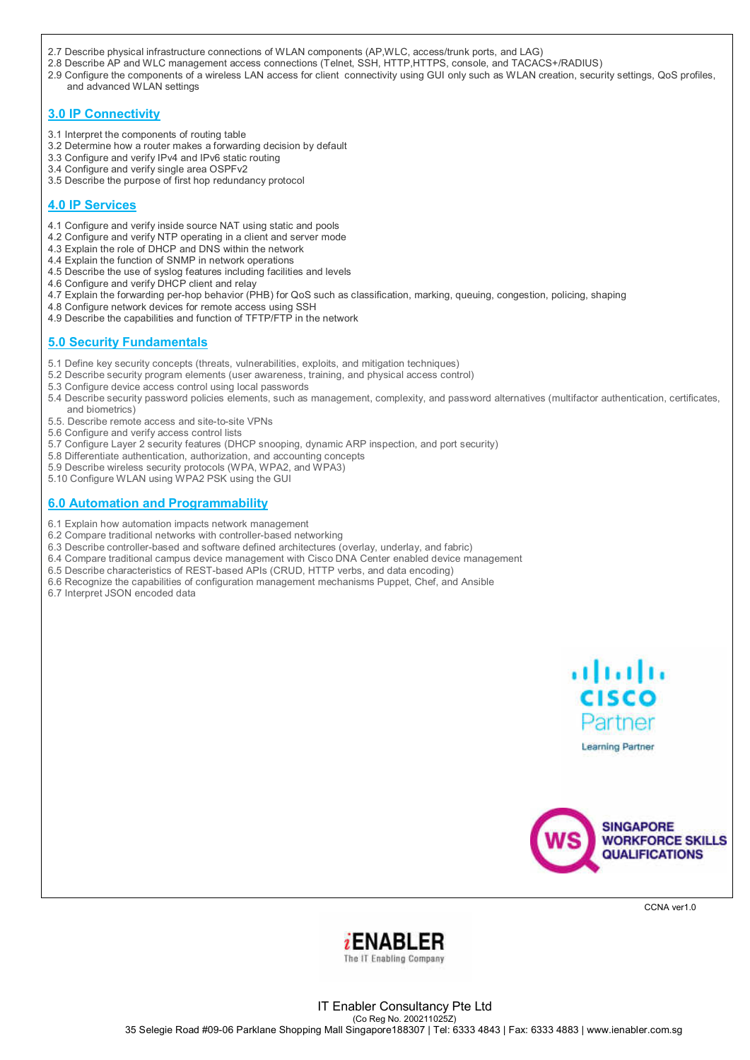2.7 Describe physical infrastructure connections of WLAN components (AP,WLC, access/trunk ports, and LAG)
2.8 Describe AP and WLC management access connections (Telnet, SSH, HTTP,HTTPS, console, and TACACS+/RADIUS)
2.9 Configure the components of a wireless LAN access for client connectivity using GUI only such as WLAN creation, security settings, QoS profiles, and advanced WLAN settings

## 3.0 IP Connectivity

3.1 Interpret the components of routing table
3.2 Determine how a router makes a forwarding decision by default
3.3 Configure and verify IPv4 and IPv6 static routing
3.4 Configure and verify single area OSPFv2
3.5 Describe the purpose of first hop redundancy protocol

## 4.0 IP Services

4.1 Configure and verify inside source NAT using static and pools
4.2 Configure and verify NTP operating in a client and server mode
4.3 Explain the role of DHCP and DNS within the network
4.4 Explain the function of SNMP in network operations
4.5 Describe the use of syslog features including facilities and levels
4.6 Configure and verify DHCP client and relay
4.7 Explain the forwarding per-hop behavior (PHB) for QoS such as classification, marking, queuing, congestion, policing, shaping
4.8 Configure network devices for remote access using SSH
4.9 Describe the capabilities and function of TFTP/FTP in the network

## 5.0 Security Fundamentals

5.1 Define key security concepts (threats, vulnerabilities, exploits, and mitigation techniques)
5.2 Describe security program elements (user awareness, training, and physical access control)
5.3 Configure device access control using local passwords
5.4 Describe security password policies elements, such as management, complexity, and password alternatives (multifactor authentication, certificates, and biometrics)
5.5. Describe remote access and site-to-site VPNs
5.6 Configure and verify access control lists
5.7 Configure Layer 2 security features (DHCP snooping, dynamic ARP inspection, and port security)
5.8 Differentiate authentication, authorization, and accounting concepts
5.9 Describe wireless security protocols (WPA, WPA2, and WPA3)
5.10 Configure WLAN using WPA2 PSK using the GUI

## 6.0 Automation and Programmability

6.1 Explain how automation impacts network management
6.2 Compare traditional networks with controller-based networking
6.3 Describe controller-based and software defined architectures (overlay, underlay, and fabric)
6.4 Compare traditional campus device management with Cisco DNA Center enabled device management
6.5 Describe characteristics of REST-based APIs (CRUD, HTTP verbs, and data encoding)
6.6 Recognize the capabilities of configuration management mechanisms Puppet, Chef, and Ansible
6.7 Interpret JSON encoded data

CISCO Partner
Learning Partner

SINGAPORE WORKFORCE SKILLS QUALIFICATIONS

CCNA ver1.0

iENABLER
The IT Enabling Company

IT Enabler Consultancy Pte Ltd
(Co Reg No. 200211025Z)
35 Selegie Road #09-06 Parklane Shopping Mall Singapore188307 | Tel: 6333 4843 | Fax: 6333 4883 | www.ienabler.com.sg